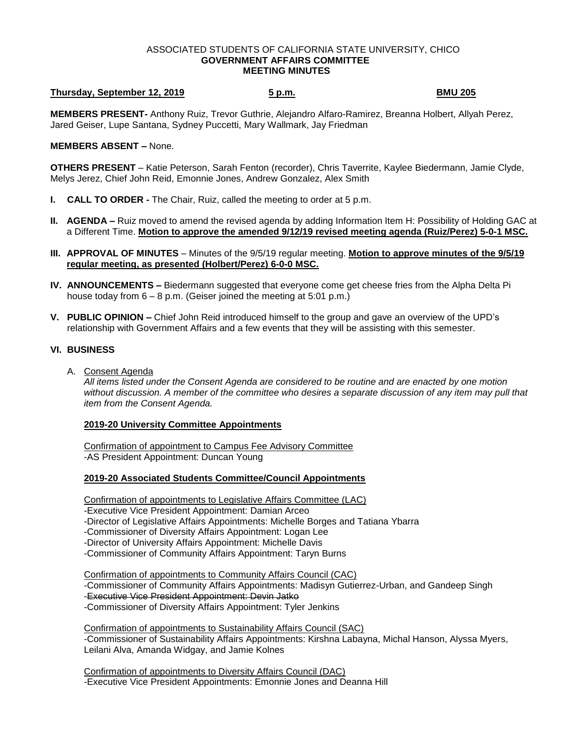ASSOCIATED STUDENTS OF CALIFORNIA STATE UNIVERSITY, CHICO
**GOVERNMENT AFFAIRS COMMITTEE**
**MEETING MINUTES**

**Thursday, September 12, 2019** **5 p.m.** **BMU 205**

**MEMBERS PRESENT-** Anthony Ruiz, Trevor Guthrie, Alejandro Alfaro-Ramirez, Breanna Holbert, Allyah Perez, Jared Geiser, Lupe Santana, Sydney Puccetti, Mary Wallmark, Jay Friedman

**MEMBERS ABSENT –** None.

**OTHERS PRESENT** – Katie Peterson, Sarah Fenton (recorder), Chris Taverrite, Kaylee Biedermann, Jamie Clyde, Melys Jerez, Chief John Reid, Emonnie Jones, Andrew Gonzalez, Alex Smith

**I. CALL TO ORDER -** The Chair, Ruiz, called the meeting to order at 5 p.m.

**II. AGENDA –** Ruiz moved to amend the revised agenda by adding Information Item H: Possibility of Holding GAC at a Different Time. **Motion to approve the amended 9/12/19 revised meeting agenda (Ruiz/Perez) 5-0-1 MSC.**

**III. APPROVAL OF MINUTES** – Minutes of the 9/5/19 regular meeting. **Motion to approve minutes of the 9/5/19 regular meeting, as presented (Holbert/Perez) 6-0-0 MSC.**

**IV. ANNOUNCEMENTS –** Biedermann suggested that everyone come get cheese fries from the Alpha Delta Pi house today from 6 – 8 p.m. (Geiser joined the meeting at 5:01 p.m.)

**V. PUBLIC OPINION –** Chief John Reid introduced himself to the group and gave an overview of the UPD's relationship with Government Affairs and a few events that they will be assisting with this semester.

**VI. BUSINESS**

A. Consent Agenda

*All items listed under the Consent Agenda are considered to be routine and are enacted by one motion without discussion. A member of the committee who desires a separate discussion of any item may pull that item from the Consent Agenda.*

**2019-20 University Committee Appointments**

Confirmation of appointment to Campus Fee Advisory Committee
-AS President Appointment: Duncan Young

**2019-20 Associated Students Committee/Council Appointments**

Confirmation of appointments to Legislative Affairs Committee (LAC)
-Executive Vice President Appointment: Damian Arceo
-Director of Legislative Affairs Appointments: Michelle Borges and Tatiana Ybarra
-Commissioner of Diversity Affairs Appointment: Logan Lee
-Director of University Affairs Appointment: Michelle Davis
-Commissioner of Community Affairs Appointment: Taryn Burns

Confirmation of appointments to Community Affairs Council (CAC)
-Commissioner of Community Affairs Appointments: Madisyn Gutierrez-Urban, and Gandeep Singh
-~~Executive Vice President Appointment: Devin Jatko~~
-Commissioner of Diversity Affairs Appointment: Tyler Jenkins

Confirmation of appointments to Sustainability Affairs Council (SAC)
-Commissioner of Sustainability Affairs Appointments: Kirshna Labayna, Michal Hanson, Alyssa Myers, Leilani Alva, Amanda Widgay, and Jamie Kolnes

Confirmation of appointments to Diversity Affairs Council (DAC)
-Executive Vice President Appointments: Emonnie Jones and Deanna Hill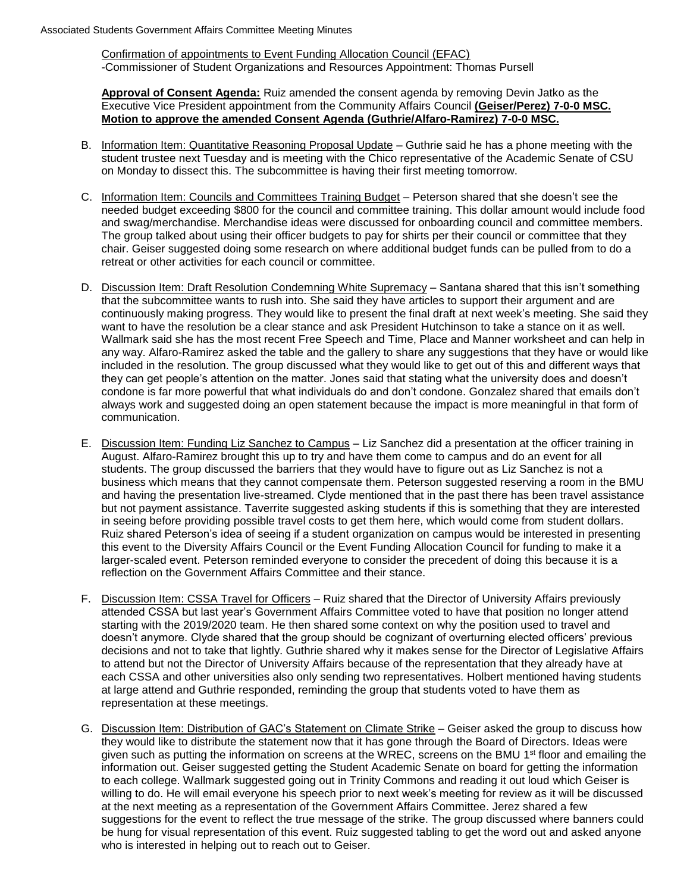Confirmation of appointments to Event Funding Allocation Council (EFAC)
-Commissioner of Student Organizations and Resources Appointment: Thomas Pursell

**Approval of Consent Agenda:** Ruiz amended the consent agenda by removing Devin Jatko as the Executive Vice President appointment from the Community Affairs Council **(Geiser/Perez) 7-0-0 MSC. Motion to approve the amended Consent Agenda (Guthrie/Alfaro-Ramirez) 7-0-0 MSC.**

B. Information Item: Quantitative Reasoning Proposal Update – Guthrie said he has a phone meeting with the student trustee next Tuesday and is meeting with the Chico representative of the Academic Senate of CSU on Monday to dissect this. The subcommittee is having their first meeting tomorrow.

C. Information Item: Councils and Committees Training Budget – Peterson shared that she doesn't see the needed budget exceeding $800 for the council and committee training. This dollar amount would include food and swag/merchandise. Merchandise ideas were discussed for onboarding council and committee members. The group talked about using their officer budgets to pay for shirts per their council or committee that they chair. Geiser suggested doing some research on where additional budget funds can be pulled from to do a retreat or other activities for each council or committee.

D. Discussion Item: Draft Resolution Condemning White Supremacy – Santana shared that this isn't something that the subcommittee wants to rush into. She said they have articles to support their argument and are continuously making progress. They would like to present the final draft at next week's meeting. She said they want to have the resolution be a clear stance and ask President Hutchinson to take a stance on it as well. Wallmark said she has the most recent Free Speech and Time, Place and Manner worksheet and can help in any way. Alfaro-Ramirez asked the table and the gallery to share any suggestions that they have or would like included in the resolution. The group discussed what they would like to get out of this and different ways that they can get people's attention on the matter. Jones said that stating what the university does and doesn't condone is far more powerful that what individuals do and don't condone. Gonzalez shared that emails don't always work and suggested doing an open statement because the impact is more meaningful in that form of communication.

E. Discussion Item: Funding Liz Sanchez to Campus – Liz Sanchez did a presentation at the officer training in August. Alfaro-Ramirez brought this up to try and have them come to campus and do an event for all students. The group discussed the barriers that they would have to figure out as Liz Sanchez is not a business which means that they cannot compensate them. Peterson suggested reserving a room in the BMU and having the presentation live-streamed. Clyde mentioned that in the past there has been travel assistance but not payment assistance. Taverrite suggested asking students if this is something that they are interested in seeing before providing possible travel costs to get them here, which would come from student dollars. Ruiz shared Peterson's idea of seeing if a student organization on campus would be interested in presenting this event to the Diversity Affairs Council or the Event Funding Allocation Council for funding to make it a larger-scaled event. Peterson reminded everyone to consider the precedent of doing this because it is a reflection on the Government Affairs Committee and their stance.

F. Discussion Item: CSSA Travel for Officers – Ruiz shared that the Director of University Affairs previously attended CSSA but last year's Government Affairs Committee voted to have that position no longer attend starting with the 2019/2020 team. He then shared some context on why the position used to travel and doesn't anymore. Clyde shared that the group should be cognizant of overturning elected officers' previous decisions and not to take that lightly. Guthrie shared why it makes sense for the Director of Legislative Affairs to attend but not the Director of University Affairs because of the representation that they already have at each CSSA and other universities also only sending two representatives. Holbert mentioned having students at large attend and Guthrie responded, reminding the group that students voted to have them as representation at these meetings.

G. Discussion Item: Distribution of GAC's Statement on Climate Strike – Geiser asked the group to discuss how they would like to distribute the statement now that it has gone through the Board of Directors. Ideas were given such as putting the information on screens at the WREC, screens on the BMU 1st floor and emailing the information out. Geiser suggested getting the Student Academic Senate on board for getting the information to each college. Wallmark suggested going out in Trinity Commons and reading it out loud which Geiser is willing to do. He will email everyone his speech prior to next week's meeting for review as it will be discussed at the next meeting as a representation of the Government Affairs Committee. Jerez shared a few suggestions for the event to reflect the true message of the strike. The group discussed where banners could be hung for visual representation of this event. Ruiz suggested tabling to get the word out and asked anyone who is interested in helping out to reach out to Geiser.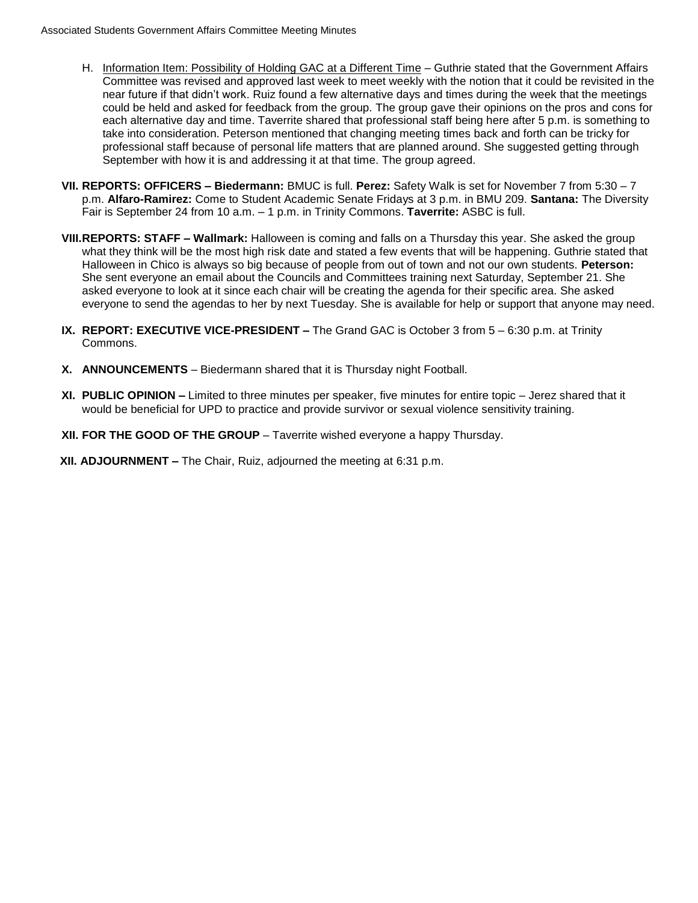H. Information Item: Possibility of Holding GAC at a Different Time – Guthrie stated that the Government Affairs Committee was revised and approved last week to meet weekly with the notion that it could be revisited in the near future if that didn't work. Ruiz found a few alternative days and times during the week that the meetings could be held and asked for feedback from the group. The group gave their opinions on the pros and cons for each alternative day and time. Taverrite shared that professional staff being here after 5 p.m. is something to take into consideration. Peterson mentioned that changing meeting times back and forth can be tricky for professional staff because of personal life matters that are planned around. She suggested getting through September with how it is and addressing it at that time. The group agreed.

**VII. REPORTS: OFFICERS – Biedermann:** BMUC is full. **Perez:** Safety Walk is set for November 7 from 5:30 – 7 p.m. **Alfaro-Ramirez:** Come to Student Academic Senate Fridays at 3 p.m. in BMU 209. **Santana:** The Diversity Fair is September 24 from 10 a.m. – 1 p.m. in Trinity Commons. **Taverrite:** ASBC is full.

**VIII. REPORTS: STAFF – Wallmark:** Halloween is coming and falls on a Thursday this year. She asked the group what they think will be the most high risk date and stated a few events that will be happening. Guthrie stated that Halloween in Chico is always so big because of people from out of town and not our own students. **Peterson:** She sent everyone an email about the Councils and Committees training next Saturday, September 21. She asked everyone to look at it since each chair will be creating the agenda for their specific area. She asked everyone to send the agendas to her by next Tuesday. She is available for help or support that anyone may need.

**IX. REPORT: EXECUTIVE VICE-PRESIDENT –** The Grand GAC is October 3 from 5 – 6:30 p.m. at Trinity Commons.

**X. ANNOUNCEMENTS** – Biedermann shared that it is Thursday night Football.

**XI. PUBLIC OPINION –** Limited to three minutes per speaker, five minutes for entire topic – Jerez shared that it would be beneficial for UPD to practice and provide survivor or sexual violence sensitivity training.

**XII. FOR THE GOOD OF THE GROUP** – Taverrite wished everyone a happy Thursday.

**XII. ADJOURNMENT –** The Chair, Ruiz, adjourned the meeting at 6:31 p.m.